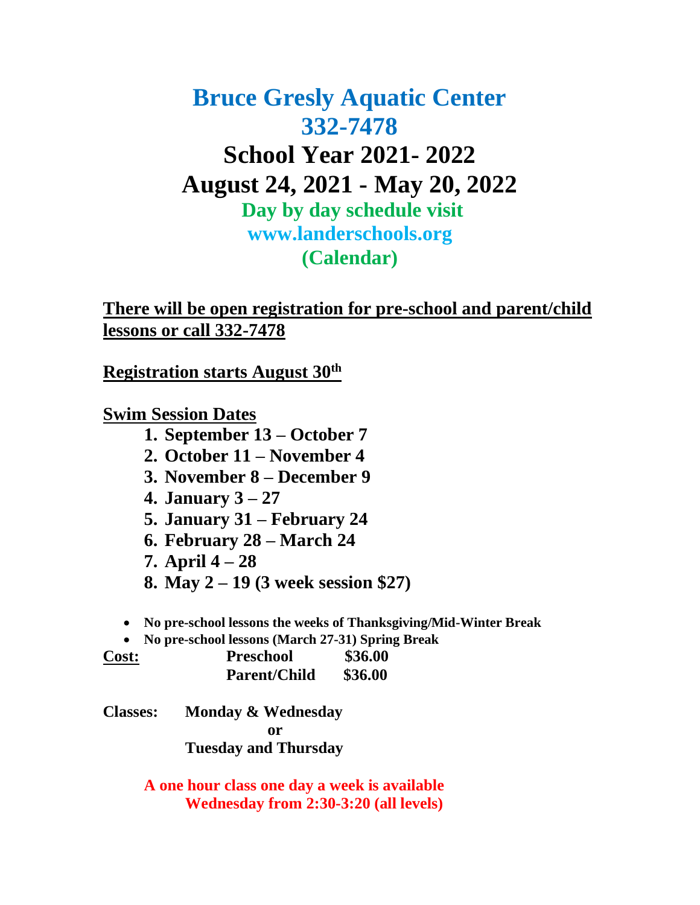# Bruce Gresly Aquatic Center
# 332-7478
# School Year 2021- 2022
# August 24, 2021 - May 20, 2022

**Day by day schedule visit**
**www.landerschools.org**
**(Calendar)**

**There will be open registration for pre-school and parent/child lessons or call 332-7478**

**Registration starts August 30th**

**Swim Session Dates**

1. **September 13 – October 7**
2. **October 11 – November 4**
3. **November 8 – December 9**
4. **January 3 – 27**
5. **January 31 – February 24**
6. **February 28 – March 24**
7. **April 4 – 28**
8. **May 2 – 19 (3 week session $27)**

- **No pre-school lessons the weeks of Thanksgiving/Mid-Winter Break**
- **No pre-school lessons (March 27-31) Spring Break**

| **Cost:** | | |
|---|---|---|
| | **Preschool** | **$36.00** |
| | **Parent/Child** | **$36.00** |

**Classes:** **Monday & Wednesday**
**or**
**Tuesday and Thursday**

**A one hour class one day a week is available**
**Wednesday from 2:30-3:20 (all levels)**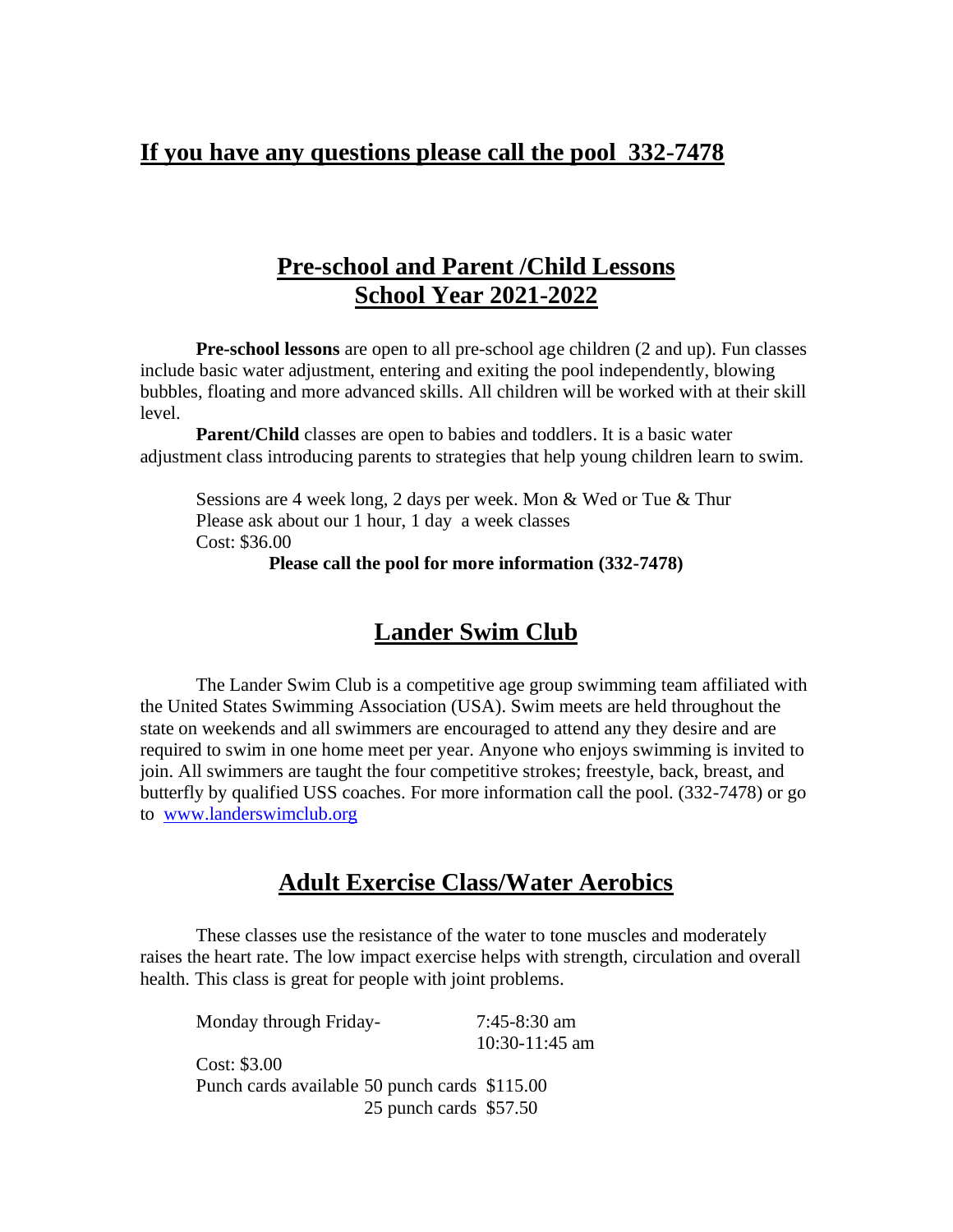## If you have any questions please call the pool 332-7478

## Pre-school and Parent /Child Lessons
## School Year 2021-2022

**Pre-school lessons** are open to all pre-school age children (2 and up). Fun classes include basic water adjustment, entering and exiting the pool independently, blowing bubbles, floating and more advanced skills. All children will be worked with at their skill level.

**Parent/Child** classes are open to babies and toddlers. It is a basic water adjustment class introducing parents to strategies that help young children learn to swim.

Sessions are 4 week long, 2 days per week. Mon & Wed or Tue & Thur
Please ask about our 1 hour, 1 day a week classes
Cost: $36.00

**Please call the pool for more information (332-7478)**

## Lander Swim Club

The Lander Swim Club is a competitive age group swimming team affiliated with the United States Swimming Association (USA). Swim meets are held throughout the state on weekends and all swimmers are encouraged to attend any they desire and are required to swim in one home meet per year. Anyone who enjoys swimming is invited to join. All swimmers are taught the four competitive strokes; freestyle, back, breast, and butterfly by qualified USS coaches. For more information call the pool. (332-7478) or go to [www.landerswimclub.org](http://www.landerswimclub.org)

## Adult Exercise Class/Water Aerobics

These classes use the resistance of the water to tone muscles and moderately raises the heart rate. The low impact exercise helps with strength, circulation and overall health. This class is great for people with joint problems.

Monday through Friday- 7:45-8:30 am
10:30-11:45 am

Cost: $3.00
Punch cards available 50 punch cards $115.00
25 punch cards $57.50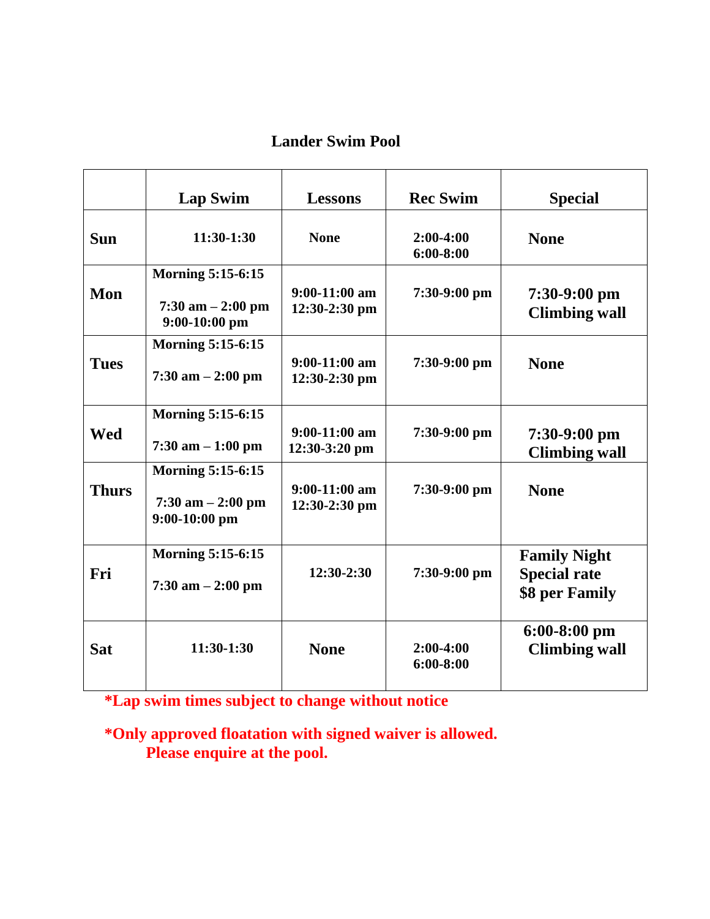# Lander Swim Pool

| | Lap Swim | Lessons | Rec Swim | Special |
|---|---|---|---|---|
| **Sun** | 11:30-1:30 | None | 2:00-4:00<br>6:00-8:00 | None |
| **Mon** | Morning 5:15-6:15<br>7:30 am – 2:00 pm<br>9:00-10:00 pm | 9:00-11:00 am<br>12:30-2:30 pm | 7:30-9:00 pm | 7:30-9:00 pm<br>Climbing wall |
| **Tues** | Morning 5:15-6:15<br>7:30 am – 2:00 pm | 9:00-11:00 am<br>12:30-2:30 pm | 7:30-9:00 pm | None |
| **Wed** | Morning 5:15-6:15<br>7:30 am – 1:00 pm | 9:00-11:00 am<br>12:30-3:20 pm | 7:30-9:00 pm | 7:30-9:00 pm<br>Climbing wall |
| **Thurs** | Morning 5:15-6:15<br>7:30 am – 2:00 pm<br>9:00-10:00 pm | 9:00-11:00 am<br>12:30-2:30 pm | 7:30-9:00 pm | None |
| **Fri** | Morning 5:15-6:15<br>7:30 am – 2:00 pm | 12:30-2:30 | 7:30-9:00 pm | Family Night<br>Special rate<br>$8 per Family |
| **Sat** | 11:30-1:30 | None | 2:00-4:00<br>6:00-8:00 | 6:00-8:00 pm<br>Climbing wall |

**\*Lap swim times subject to change without notice**

**\*Only approved floatation with signed waiver is allowed.**
**Please enquire at the pool.**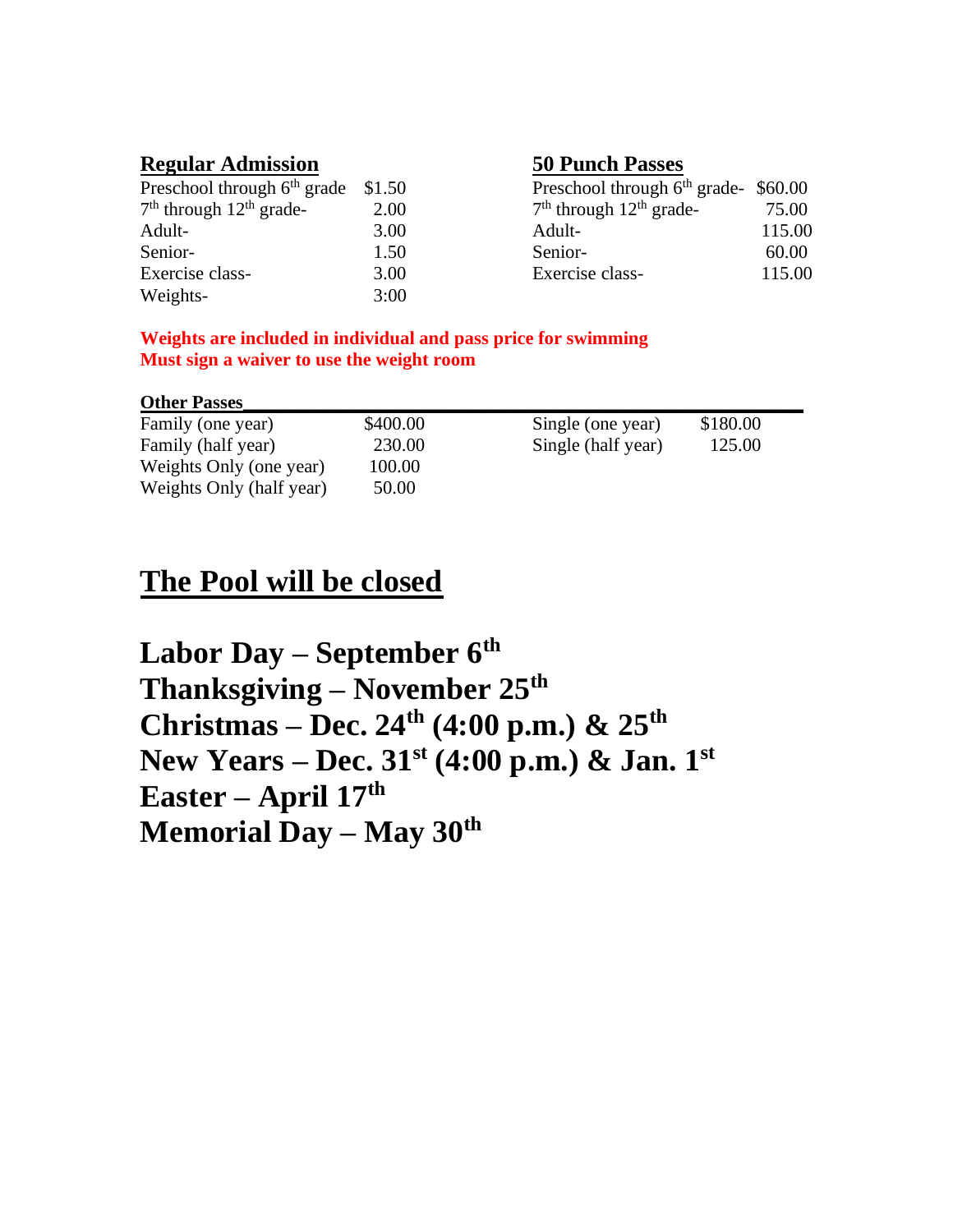**Regular Admission**

| | |
|---|---|
| Preschool through 6th grade | $1.50 |
| 7th through 12th grade- | 2.00 |
| Adult- | 3.00 |
| Senior- | 1.50 |
| Exercise class- | 3.00 |
| Weights- | 3:00 |

**50 Punch Passes**

| | |
|---|---|
| Preschool through 6th grade- | $60.00 |
| 7th through 12th grade- | 75.00 |
| Adult- | 115.00 |
| Senior- | 60.00 |
| Exercise class- | 115.00 |

**Weights are included in individual and pass price for swimming**
**Must sign a waiver to use the weight room**

**Other Passes**

| | | | |
|---|---|---|---|
| Family (one year) | $400.00 | Single (one year) | $180.00 |
| Family (half year) | 230.00 | Single (half year) | 125.00 |
| Weights Only (one year) | 100.00 | | |
| Weights Only (half year) | 50.00 | | |

# The Pool will be closed

**Labor Day – September 6th**
**Thanksgiving – November 25th**
**Christmas – Dec. 24th (4:00 p.m.) & 25th**
**New Years – Dec. 31st (4:00 p.m.) & Jan. 1st**
**Easter – April 17th**
**Memorial Day – May 30th**